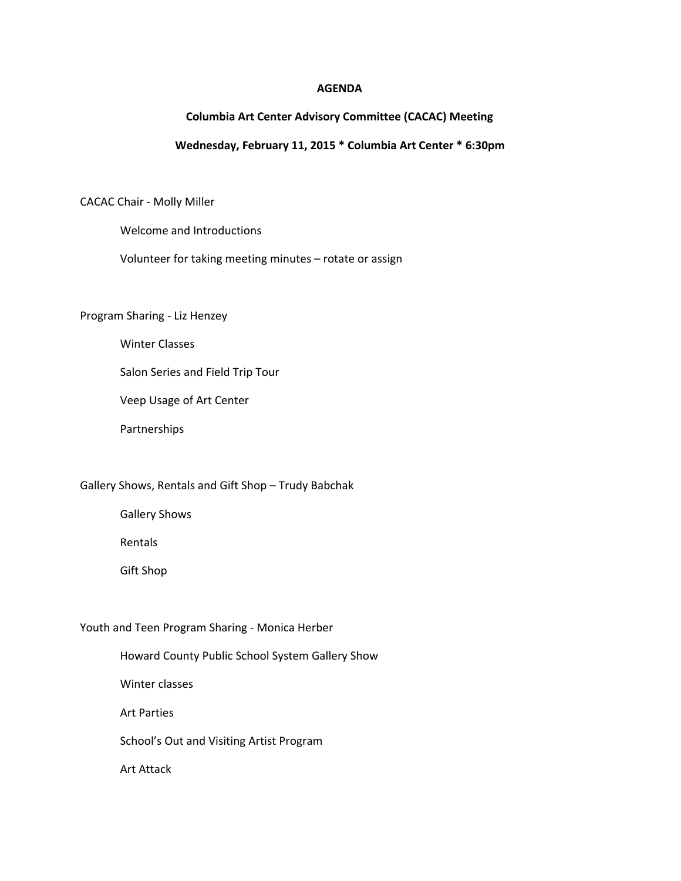**AGENDA**

**Columbia Art Center Advisory Committee (CACAC) Meeting**

**Wednesday, February 11, 2015 * Columbia Art Center * 6:30pm**

CACAC Chair - Molly Miller

- Welcome and Introductions
- Volunteer for taking meeting minutes – rotate or assign

Program Sharing - Liz Henzey

- Winter Classes
- Salon Series and Field Trip Tour
- Veep Usage of Art Center
- Partnerships

Gallery Shows, Rentals and Gift Shop – Trudy Babchak

- Gallery Shows
- Rentals
- Gift Shop

Youth and Teen Program Sharing - Monica Herber

- Howard County Public School System Gallery Show
- Winter classes
- Art Parties
- School's Out and Visiting Artist Program
- Art Attack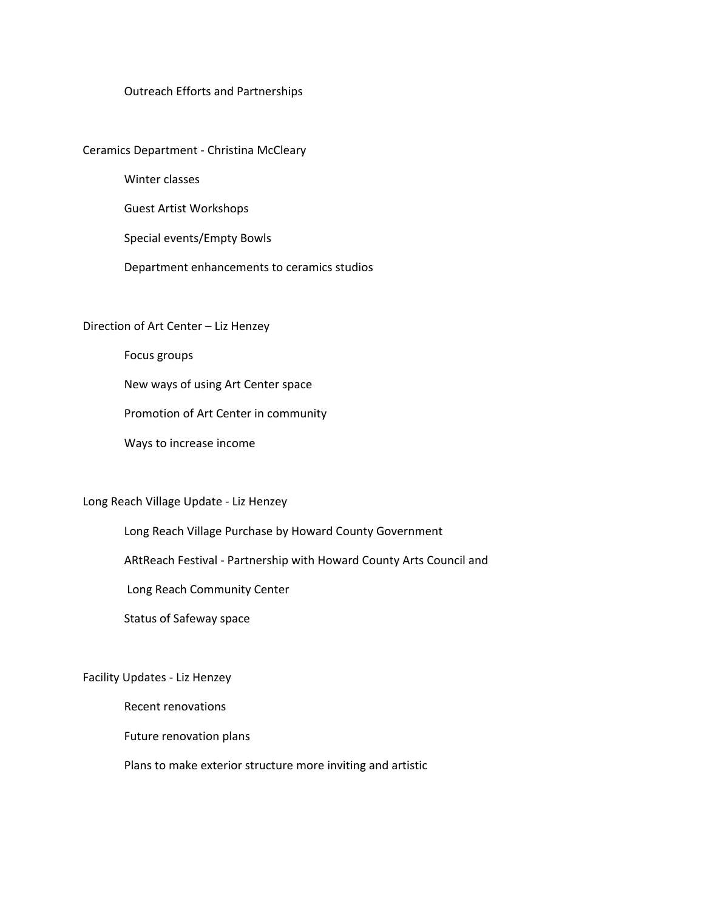- Outreach Efforts and Partnerships

Ceramics Department - Christina McCleary

- Winter classes
- Guest Artist Workshops
- Special events/Empty Bowls
- Department enhancements to ceramics studios

Direction of Art Center – Liz Henzey

- Focus groups
- New ways of using Art Center space
- Promotion of Art Center in community
- Ways to increase income

Long Reach Village Update - Liz Henzey

- Long Reach Village Purchase by Howard County Government
- ARtReach Festival - Partnership with Howard County Arts Council and Long Reach Community Center
- Status of Safeway space

Facility Updates - Liz Henzey

- Recent renovations
- Future renovation plans
- Plans to make exterior structure more inviting and artistic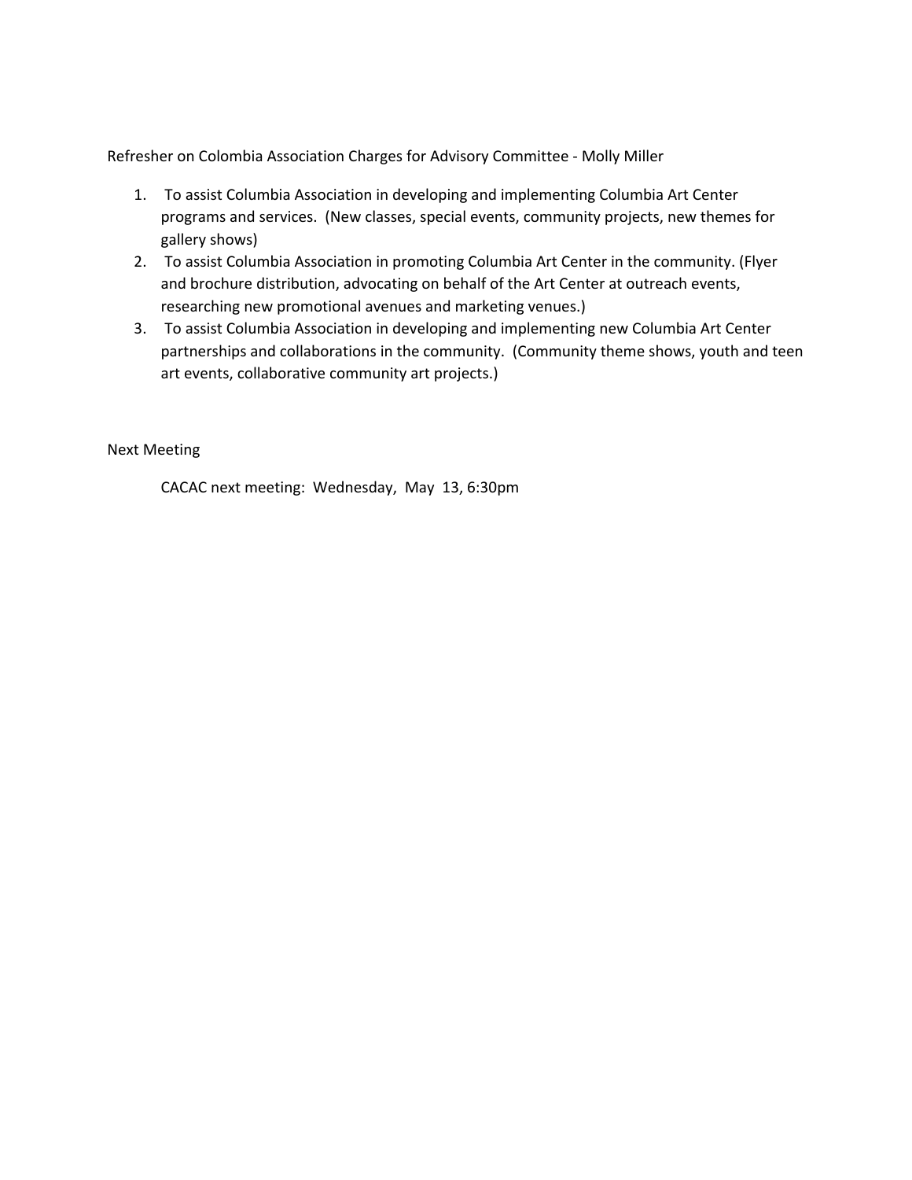Refresher on Colombia Association Charges for Advisory Committee - Molly Miller

1. To assist Columbia Association in developing and implementing Columbia Art Center programs and services. (New classes, special events, community projects, new themes for gallery shows)
2. To assist Columbia Association in promoting Columbia Art Center in the community. (Flyer and brochure distribution, advocating on behalf of the Art Center at outreach events, researching new promotional avenues and marketing venues.)
3. To assist Columbia Association in developing and implementing new Columbia Art Center partnerships and collaborations in the community. (Community theme shows, youth and teen art events, collaborative community art projects.)

Next Meeting

CACAC next meeting: Wednesday, May 13, 6:30pm